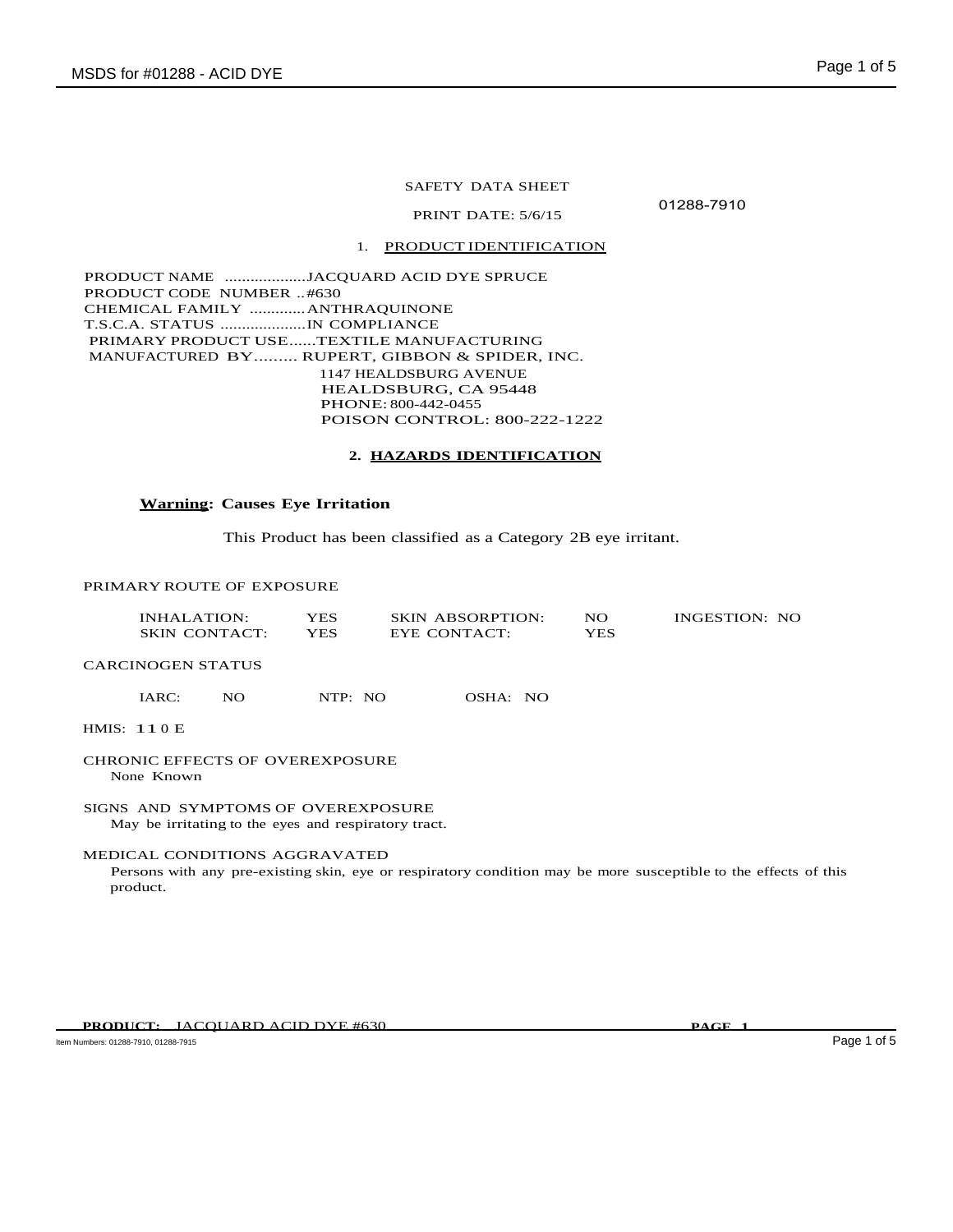SAFETY DATA SHEET

PRINT DATE: 5/6/15

01288-7910

## 1. PRODUCT IDENTIFICATION

PRODUCT NAME ...................JACQUARD ACID DYE SPRUCE
PRODUCT CODE NUMBER ..#630
CHEMICAL FAMILY .............ANTHRAQUINONE
T.S.C.A. STATUS ....................IN COMPLIANCE
PRIMARY PRODUCT USE......TEXTILE MANUFACTURING
MANUFACTURED BY......... RUPERT, GIBBON & SPIDER, INC.
1147 HEALDSBURG AVENUE
HEALDSBURG, CA 95448
PHONE: 800-442-0455
POISON CONTROL: 800-222-1222

## 2. HAZARDS IDENTIFICATION

**Warning: Causes Eye Irritation**

This Product has been classified as a Category 2B eye irritant.

PRIMARY ROUTE OF EXPOSURE

| | | | | | |
|---|---|---|---|---|---|
| INHALATION: | YES | SKIN ABSORPTION: | NO | INGESTION: | NO |
| SKIN CONTACT: | YES | EYE CONTACT: | YES | | |

CARCINOGEN STATUS

IARC: NO NTP: NO OSHA: NO

HMIS: 1 1 0 E

CHRONIC EFFECTS OF OVEREXPOSURE
None Known

SIGNS AND SYMPTOMS OF OVEREXPOSURE
May be irritating to the eyes and respiratory tract.

MEDICAL CONDITIONS AGGRAVATED
Persons with any pre-existing skin, eye or respiratory condition may be more susceptible to the effects of this product.

**PRODUCT:** JACQUARD ACID DYE #630

Item Numbers: 01288-7910, 01288-7915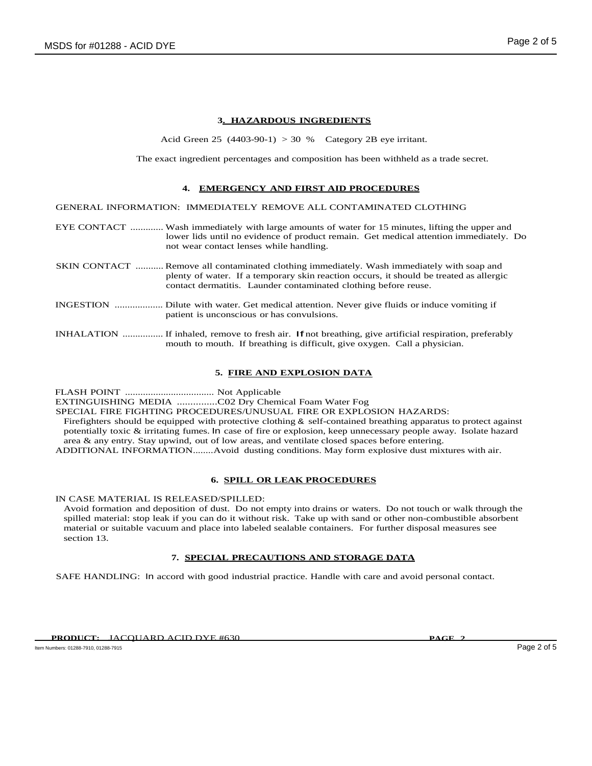## 3. HAZARDOUS INGREDIENTS

Acid Green 25 (4403-90-1) > 30 % Category 2B eye irritant.

The exact ingredient percentages and composition has been withheld as a trade secret.

## 4. EMERGENCY AND FIRST AID PROCEDURES

GENERAL INFORMATION: IMMEDIATELY REMOVE ALL CONTAMINATED CLOTHING

EYE CONTACT ............. Wash immediately with large amounts of water for 15 minutes, lifting the upper and lower lids until no evidence of product remain. Get medical attention immediately. Do not wear contact lenses while handling.

SKIN CONTACT ........... Remove all contaminated clothing immediately. Wash immediately with soap and plenty of water. If a temporary skin reaction occurs, it should be treated as allergic contact dermatitis. Launder contaminated clothing before reuse.

INGESTION .................. Dilute with water. Get medical attention. Never give fluids or induce vomiting if patient is unconscious or has convulsions.

INHALATION ................ If inhaled, remove to fresh air. If not breathing, give artificial respiration, preferably mouth to mouth. If breathing is difficult, give oxygen. Call a physician.

## 5. FIRE AND EXPLOSION DATA

FLASH POINT .................................. Not Applicable

EXTINGUISHING MEDIA ...............C02 Dry Chemical Foam Water Fog

SPECIAL FIRE FIGHTING PROCEDURES/UNUSUAL FIRE OR EXPLOSION HAZARDS:

Firefighters should be equipped with protective clothing & self-contained breathing apparatus to protect against potentially toxic & irritating fumes. In case of fire or explosion, keep unnecessary people away. Isolate hazard area & any entry. Stay upwind, out of low areas, and ventilate closed spaces before entering.

ADDITIONAL INFORMATION........Avoid dusting conditions. May form explosive dust mixtures with air.

## 6. SPILL OR LEAK PROCEDURES

IN CASE MATERIAL IS RELEASED/SPILLED:

Avoid formation and deposition of dust. Do not empty into drains or waters. Do not touch or walk through the spilled material: stop leak if you can do it without risk. Take up with sand or other non-combustible absorbent material or suitable vacuum and place into labeled sealable containers. For further disposal measures see section 13.

## 7. SPECIAL PRECAUTIONS AND STORAGE DATA

SAFE HANDLING: In accord with good industrial practice. Handle with care and avoid personal contact.

**PRODUCT:** JACQUARD ACID DYE #630

Item Numbers: 01288-7910, 01288-7915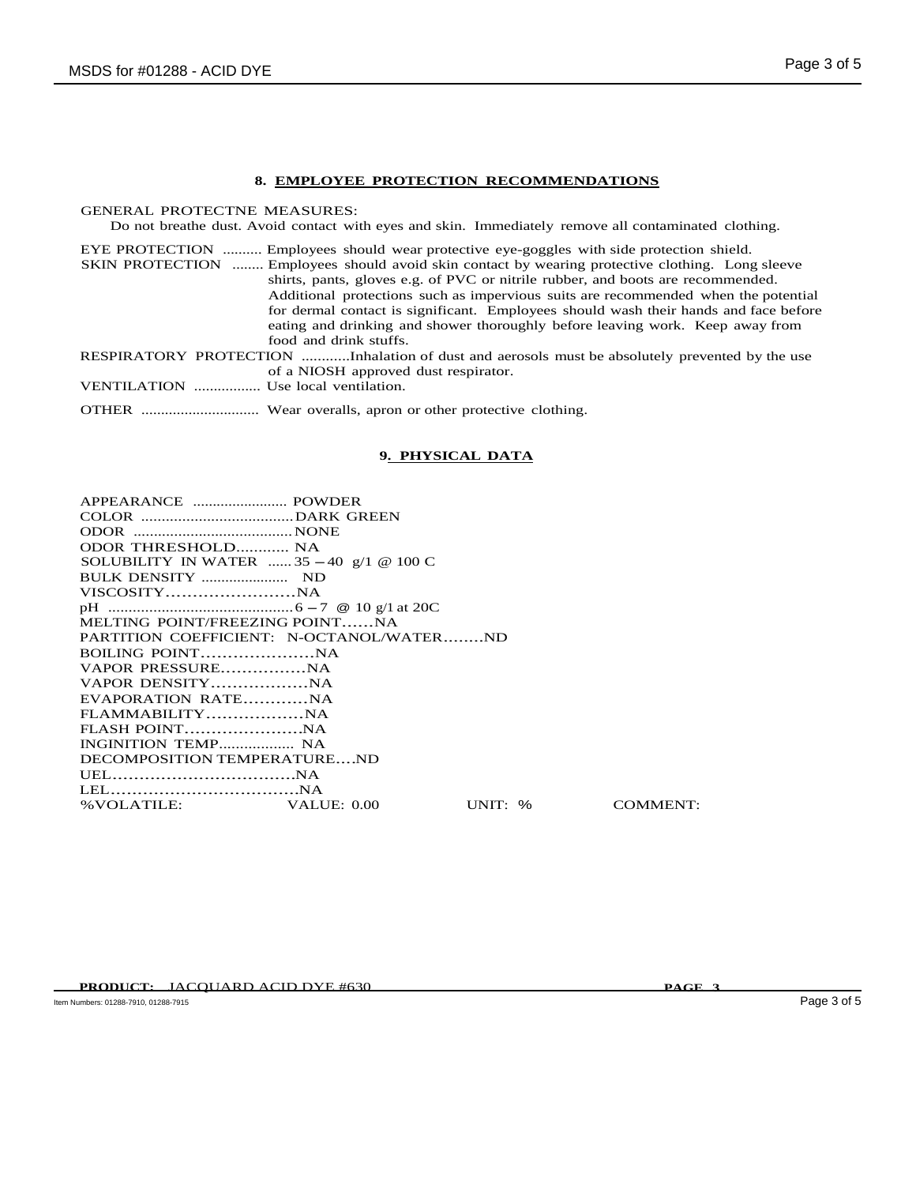## 8. EMPLOYEE PROTECTION RECOMMENDATIONS

GENERAL PROTECTNE MEASURES:

Do not breathe dust. Avoid contact with eyes and skin. Immediately remove all contaminated clothing.

EYE PROTECTION .......... Employees should wear protective eye-goggles with side protection shield.

SKIN PROTECTION ........ Employees should avoid skin contact by wearing protective clothing. Long sleeve shirts, pants, gloves e.g. of PVC or nitrile rubber, and boots are recommended. Additional protections such as impervious suits are recommended when the potential for dermal contact is significant. Employees should wash their hands and face before eating and drinking and shower thoroughly before leaving work. Keep away from food and drink stuffs.

RESPIRATORY PROTECTION ............Inhalation of dust and aerosols must be absolutely prevented by the use of a NIOSH approved dust respirator.

VENTILATION ................. Use local ventilation.

OTHER .............................. Wear overalls, apron or other protective clothing.

## 9. PHYSICAL DATA

APPEARANCE ........................ POWDER
COLOR ......................................DARK GREEN
ODOR .......................................NONE
ODOR THRESHOLD............ NA
SOLUBILITY IN WATER ...... 35 – 40 g/1 @ 100 C
BULK DENSITY ...................... ND
VISCOSITY………………………NA
pH .............................................6 – 7 @ 10 g/1 at 20C
MELTING POINT/FREEZING POINT……NA
PARTITION COEFFICIENT: N-OCTANOL/WATER……..ND
BOILING POINT…………………NA
VAPOR PRESSURE……………NA
VAPOR DENSITY………………NA
EVAPORATION RATE…………NA
FLAMMABILITY………………NA
FLASH POINT…………………NA
INGINITION TEMP.................. NA
DECOMPOSITION TEMPERATURE….ND
UEL………………………………NA
LEL………………………………NA

| %VOLATILE: | VALUE: 0.00 | UNIT: % | COMMENT: |
|---|---|---|---|

**PRODUCT:** JACQUARD ACID DYE #630 **PAGE 3**

Item Numbers: 01288-7910, 01288-7915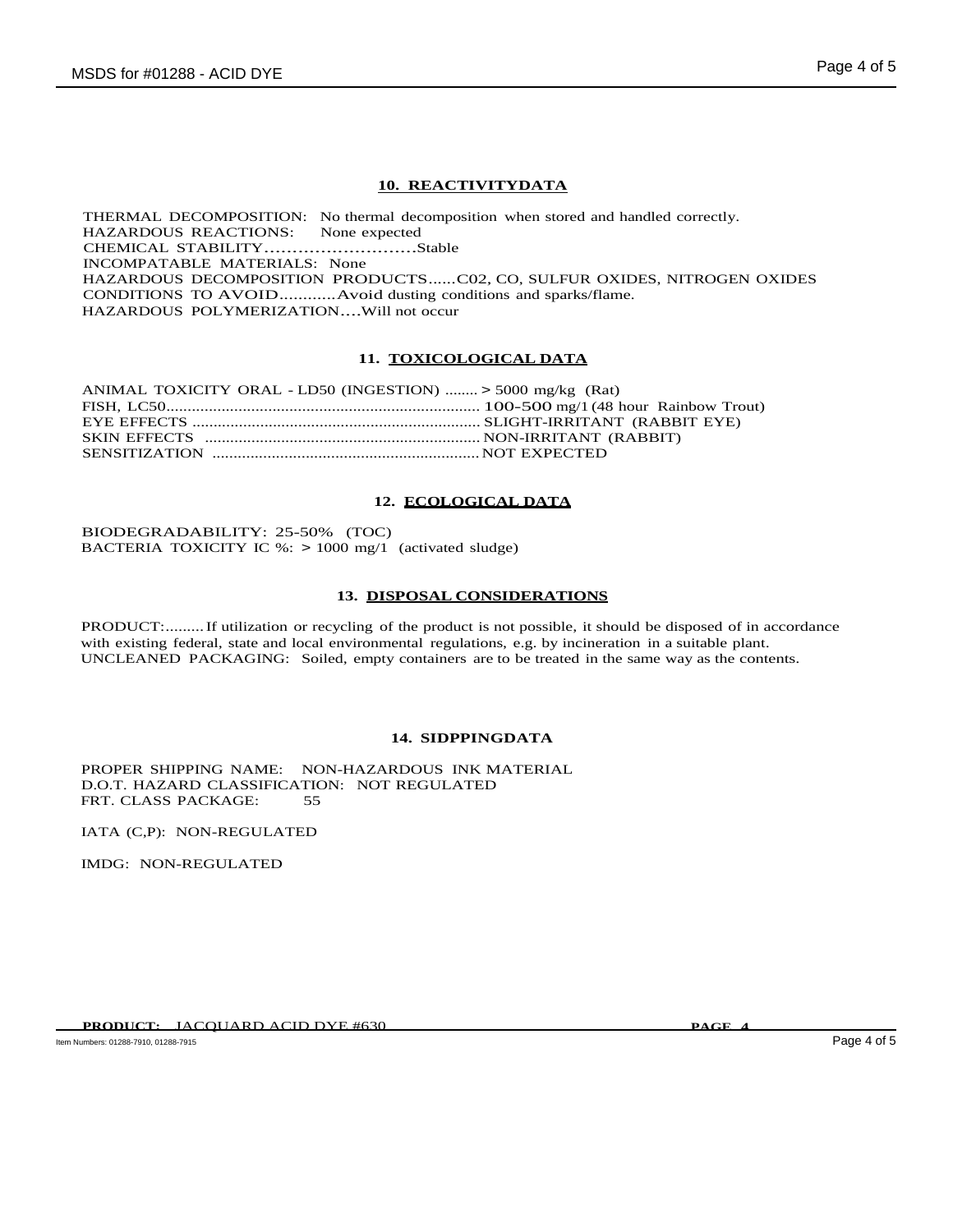## 10. REACTIVITYDATA

THERMAL DECOMPOSITION: No thermal decomposition when stored and handled correctly.
HAZARDOUS REACTIONS: None expected
CHEMICAL STABILITY...........................Stable
INCOMPATABLE MATERIALS: None
HAZARDOUS DECOMPOSITION PRODUCTS......C02, CO, SULFUR OXIDES, NITROGEN OXIDES
CONDITIONS TO AVOID...........Avoid dusting conditions and sparks/flame.
HAZARDOUS POLYMERIZATION....Will not occur

## 11. TOXICOLOGICAL DATA

ANIMAL TOXICITY ORAL - LD50 (INGESTION) ........ > 5000 mg/kg (Rat)
FISH, LC50......................................................................... 100-500 mg/1 (48 hour Rainbow Trout)
EYE EFFECTS ..................................................................... SLIGHT-IRRITANT (RABBIT EYE)
SKIN EFFECTS ................................................................. NON-IRRITANT (RABBIT)
SENSITIZATION ............................................................... NOT EXPECTED

## 12. ECOLOGICAL DATA

BIODEGRADABILITY: 25-50% (TOC)
BACTERIA TOXICITY IC %: > 1000 mg/1 (activated sludge)

## 13. DISPOSAL CONSIDERATIONS

PRODUCT:.........If utilization or recycling of the product is not possible, it should be disposed of in accordance with existing federal, state and local environmental regulations, e.g. by incineration in a suitable plant.
UNCLEANED PACKAGING: Soiled, empty containers are to be treated in the same way as the contents.

## 14. SIDPPINGDATA

PROPER SHIPPING NAME: NON-HAZARDOUS INK MATERIAL
D.O.T. HAZARD CLASSIFICATION: NOT REGULATED
FRT. CLASS PACKAGE: 55

IATA (C,P): NON-REGULATED

IMDG: NON-REGULATED

**PRODUCT:** JACQUARD ACID DYE #630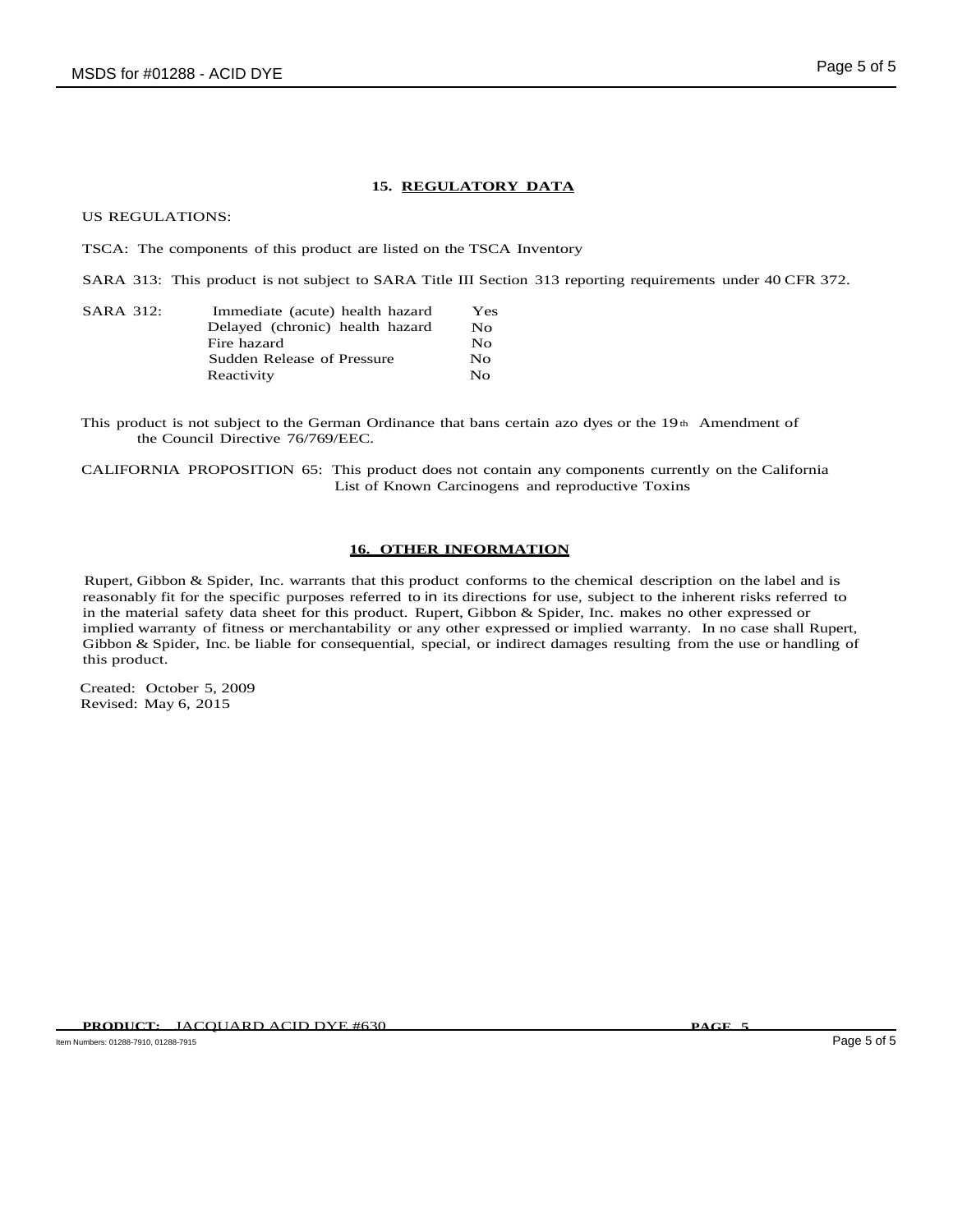## 15. REGULATORY DATA

US REGULATIONS:

TSCA: The components of this product are listed on the TSCA Inventory

SARA 313: This product is not subject to SARA Title III Section 313 reporting requirements under 40 CFR 372.

| | | |
|---|---|---|
| SARA 312: | Immediate (acute) health hazard | Yes |
| | Delayed (chronic) health hazard | No |
| | Fire hazard | No |
| | Sudden Release of Pressure | No |
| | Reactivity | No |

This product is not subject to the German Ordinance that bans certain azo dyes or the 19th Amendment of the Council Directive 76/769/EEC.

CALIFORNIA PROPOSITION 65: This product does not contain any components currently on the California List of Known Carcinogens and reproductive Toxins

## 16. OTHER INFORMATION

Rupert, Gibbon & Spider, Inc. warrants that this product conforms to the chemical description on the label and is reasonably fit for the specific purposes referred to in its directions for use, subject to the inherent risks referred to in the material safety data sheet for this product. Rupert, Gibbon & Spider, Inc. makes no other expressed or implied warranty of fitness or merchantability or any other expressed or implied warranty. In no case shall Rupert, Gibbon & Spider, Inc. be liable for consequential, special, or indirect damages resulting from the use or handling of this product.

Created: October 5, 2009
Revised: May 6, 2015